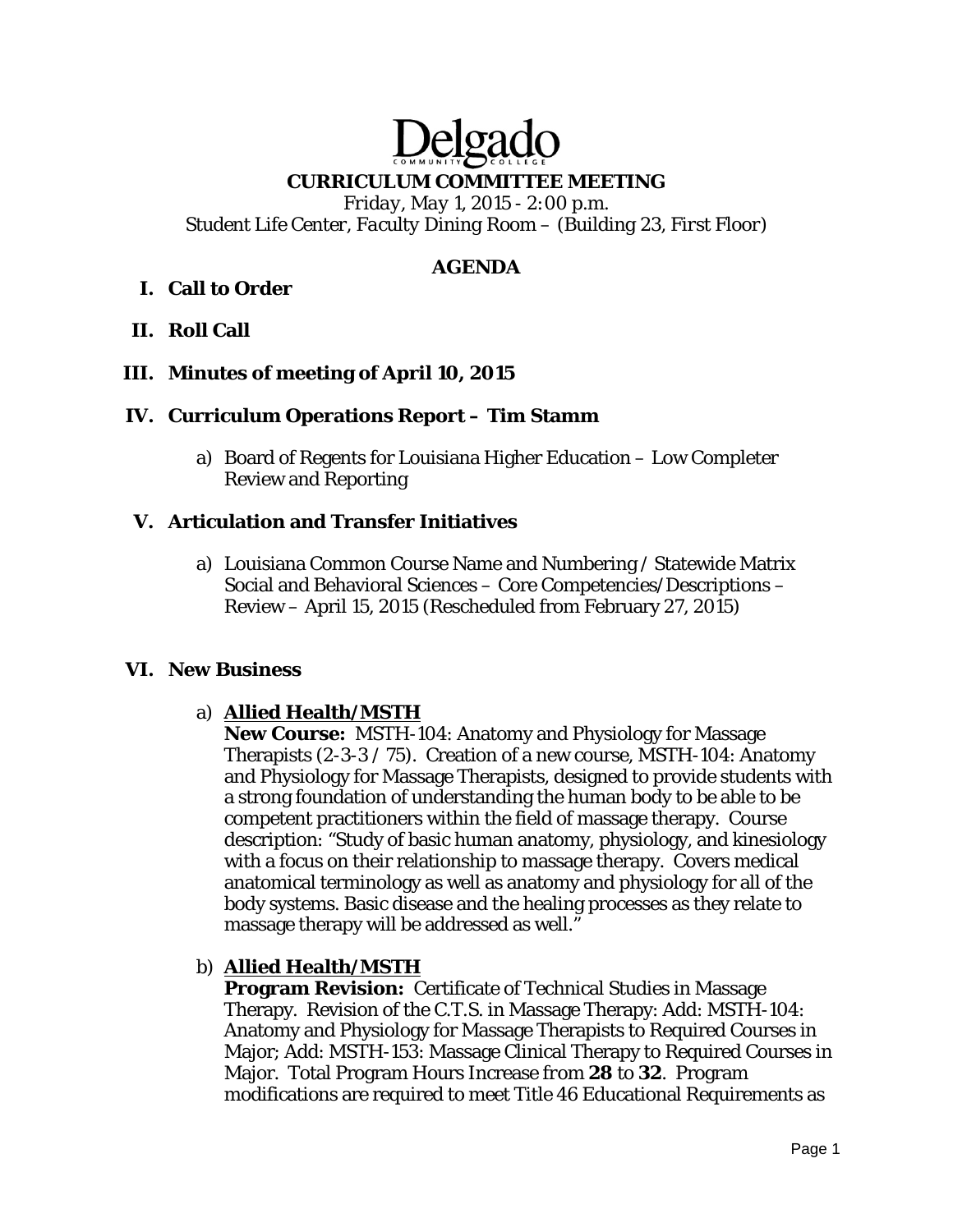# Delgado

## CURRICULUM COMMITTEE MEETING

*Friday, May 1, 2015 - 2:00 p.m.*
*Student Life Center, Faculty Dining Room – (Building 23, First Floor)*

## AGENDA

**I. Call to Order**

**II. Roll Call**

**III. Minutes of meeting of April 10, 2015**

**IV. Curriculum Operations Report – Tim Stamm**

a) Board of Regents for Louisiana Higher Education – Low Completer Review and Reporting

**V. Articulation and Transfer Initiatives**

a) Louisiana Common Course Name and Numbering / Statewide Matrix Social and Behavioral Sciences – Core Competencies/Descriptions – Review – April 15, 2015 (Rescheduled from February 27, 2015)

**VI. New Business**

a) **Allied Health/MSTH**
**New Course:** MSTH-104: Anatomy and Physiology for Massage Therapists (2-3-3 / 75). Creation of a new course, MSTH-104: Anatomy and Physiology for Massage Therapists, designed to provide students with a strong foundation of understanding the human body to be able to be competent practitioners within the field of massage therapy. Course description: "Study of basic human anatomy, physiology, and kinesiology with a focus on their relationship to massage therapy. Covers medical anatomical terminology as well as anatomy and physiology for all of the body systems. Basic disease and the healing processes as they relate to massage therapy will be addressed as well."

b) **Allied Health/MSTH**
**Program Revision:** Certificate of Technical Studies in Massage Therapy. Revision of the C.T.S. in Massage Therapy: Add: MSTH-104: Anatomy and Physiology for Massage Therapists to Required Courses in Major; Add: MSTH-153: Massage Clinical Therapy to Required Courses in Major. Total Program Hours Increase from **28** to **32**. Program modifications are required to meet Title 46 Educational Requirements as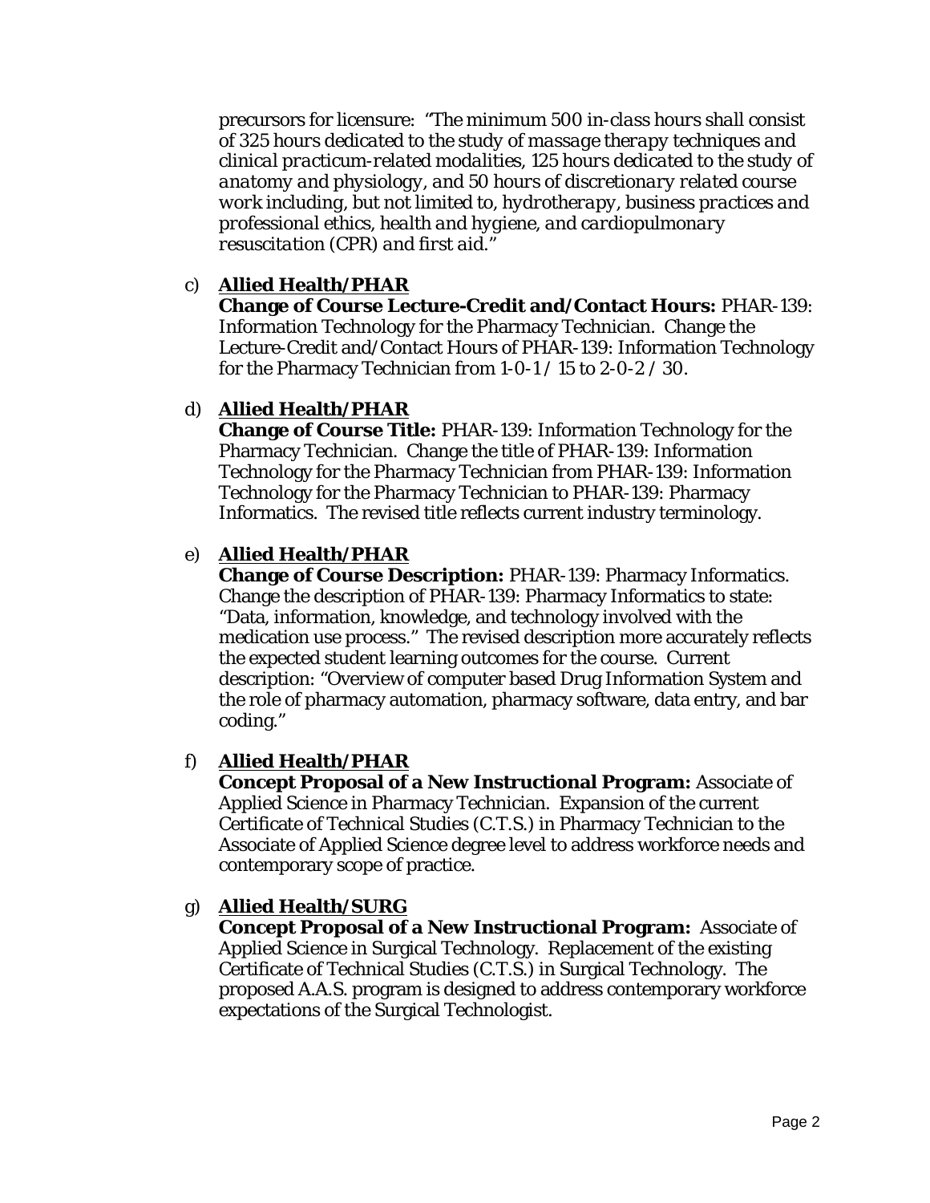precursors for licensure: "*The minimum 500 in-class hours shall consist of 325 hours dedicated to the study of massage therapy techniques and clinical practicum-related modalities, 125 hours dedicated to the study of anatomy and physiology, and 50 hours of discretionary related course work including, but not limited to, hydrotherapy, business practices and professional ethics, health and hygiene, and cardiopulmonary resuscitation (CPR) and first aid.*"

c) **Allied Health/PHAR**
**Change of Course Lecture-Credit and/Contact Hours:** PHAR-139: Information Technology for the Pharmacy Technician. Change the Lecture-Credit and/Contact Hours of PHAR-139: Information Technology for the Pharmacy Technician from 1-0-1 / 15 to 2-0-2 / 30.

d) **Allied Health/PHAR**
**Change of Course Title:** PHAR-139: Information Technology for the Pharmacy Technician. Change the title of PHAR-139: Information Technology for the Pharmacy Technician from PHAR-139: Information Technology for the Pharmacy Technician to PHAR-139: Pharmacy Informatics. The revised title reflects current industry terminology.

e) **Allied Health/PHAR**
**Change of Course Description:** PHAR-139: Pharmacy Informatics. Change the description of PHAR-139: Pharmacy Informatics to state: "Data, information, knowledge, and technology involved with the medication use process." The revised description more accurately reflects the expected student learning outcomes for the course. Current description: "Overview of computer based Drug Information System and the role of pharmacy automation, pharmacy software, data entry, and bar coding."

f) **Allied Health/PHAR**
**Concept Proposal of a New Instructional Program:** Associate of Applied Science in Pharmacy Technician. Expansion of the current Certificate of Technical Studies (C.T.S.) in Pharmacy Technician to the Associate of Applied Science degree level to address workforce needs and contemporary scope of practice.

g) **Allied Health/SURG**
**Concept Proposal of a New Instructional Program:** Associate of Applied Science in Surgical Technology. Replacement of the existing Certificate of Technical Studies (C.T.S.) in Surgical Technology. The proposed A.A.S. program is designed to address contemporary workforce expectations of the Surgical Technologist.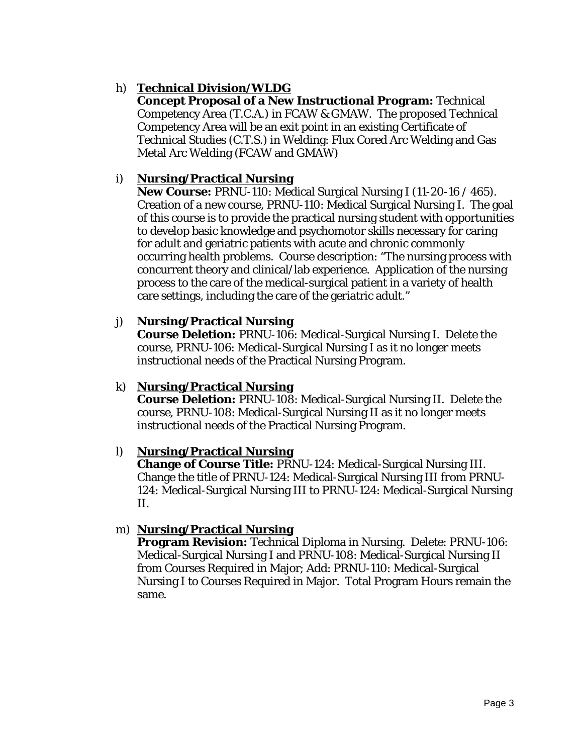h) **<u>Technical Division/WLDG</u>**
   **Concept Proposal of a New Instructional Program:** Technical Competency Area (T.C.A.) in FCAW & GMAW. The proposed Technical Competency Area will be an exit point in an existing Certificate of Technical Studies (C.T.S.) in Welding: Flux Cored Arc Welding and Gas Metal Arc Welding (FCAW and GMAW)

i) **<u>Nursing/Practical Nursing</u>**
   **New Course:** PRNU-110: Medical Surgical Nursing I (11-20-16 / 465). Creation of a new course, PRNU-110: Medical Surgical Nursing I. The goal of this course is to provide the practical nursing student with opportunities to develop basic knowledge and psychomotor skills necessary for caring for adult and geriatric patients with acute and chronic commonly occurring health problems. Course description: "The nursing process with concurrent theory and clinical/lab experience. Application of the nursing process to the care of the medical-surgical patient in a variety of health care settings, including the care of the geriatric adult."

j) **<u>Nursing/Practical Nursing</u>**
   **Course Deletion:** PRNU-106: Medical-Surgical Nursing I. Delete the course, PRNU-106: Medical-Surgical Nursing I as it no longer meets instructional needs of the Practical Nursing Program.

k) **<u>Nursing/Practical Nursing</u>**
   **Course Deletion:** PRNU-108: Medical-Surgical Nursing II. Delete the course, PRNU-108: Medical-Surgical Nursing II as it no longer meets instructional needs of the Practical Nursing Program.

l) **<u>Nursing/Practical Nursing</u>**
   **Change of Course Title:** PRNU-124: Medical-Surgical Nursing III. Change the title of PRNU-124: Medical-Surgical Nursing III from PRNU-124: Medical-Surgical Nursing III to PRNU-124: Medical-Surgical Nursing II.

m) **<u>Nursing/Practical Nursing</u>**
   **Program Revision:** Technical Diploma in Nursing. Delete: PRNU-106: Medical-Surgical Nursing I and PRNU-108: Medical-Surgical Nursing II from Courses Required in Major; Add: PRNU-110: Medical-Surgical Nursing I to Courses Required in Major. Total Program Hours remain the same.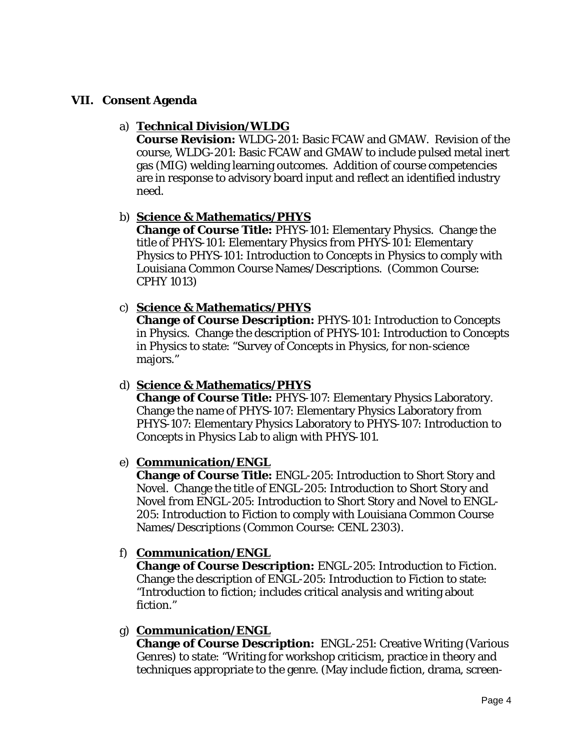## VII. Consent Agenda

a) **Technical Division/WLDG**
**Course Revision:** WLDG-201: Basic FCAW and GMAW. Revision of the course, WLDG-201: Basic FCAW and GMAW to include pulsed metal inert gas (MIG) welding learning outcomes. Addition of course competencies are in response to advisory board input and reflect an identified industry need.

b) **Science & Mathematics/PHYS**
**Change of Course Title:** PHYS-101: Elementary Physics. Change the title of PHYS-101: Elementary Physics *from* PHYS-101: Elementary Physics to PHYS-101: Introduction to Concepts in Physics to comply with Louisiana Common Course Names/Descriptions. (Common Course: CPHY 1013)

c) **Science & Mathematics/PHYS**
**Change of Course Description:** PHYS-101: Introduction to Concepts in Physics. Change the description of PHYS-101: Introduction to Concepts in Physics to state: "Survey of Concepts in Physics, for non-science majors."

d) **Science & Mathematics/PHYS**
**Change of Course Title:** PHYS-107: Elementary Physics Laboratory. Change the name of PHYS-107: Elementary Physics Laboratory *from* PHYS-107: Elementary Physics Laboratory to PHYS-107: Introduction to Concepts in Physics Lab to align with PHYS-101.

e) **Communication/ENGL**
**Change of Course Title:** ENGL-205: Introduction to Short Story and Novel. Change the title of ENGL-205: Introduction to Short Story and Novel *from* ENGL-205: Introduction to Short Story and Novel to ENGL-205: Introduction to Fiction to comply with Louisiana Common Course Names/Descriptions (Common Course: CENL 2303).

f) **Communication/ENGL**
**Change of Course Description:** ENGL-205: Introduction to Fiction. Change the description of ENGL-205: Introduction to Fiction to state: "Introduction to fiction; includes critical analysis and writing about fiction."

g) **Communication/ENGL**
**Change of Course Description:** ENGL-251: Creative Writing (Various Genres) to state: "Writing for workshop criticism, practice in theory and techniques appropriate to the genre. (May include fiction, drama, screen-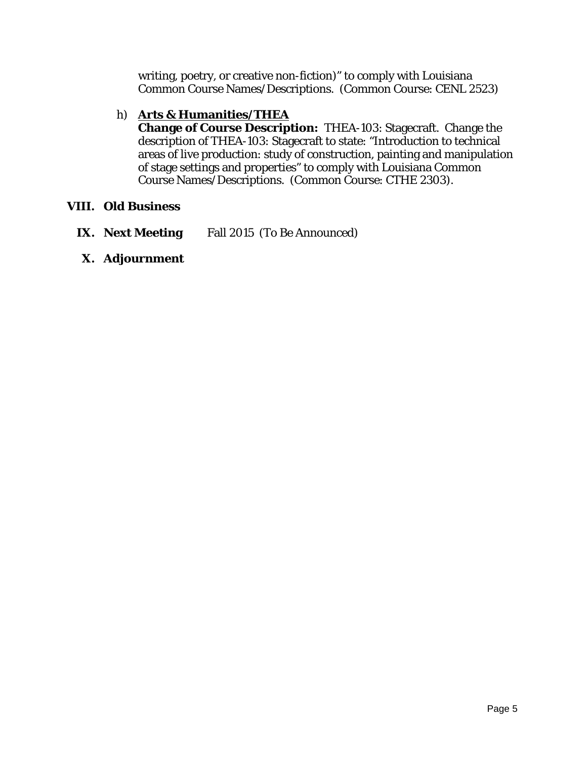writing, poetry, or creative non-fiction)" to comply with Louisiana Common Course Names/Descriptions. (Common Course: CENL 2523)

h) **Arts & Humanities/THEA**
**Change of Course Description:** THEA-103: Stagecraft. Change the description of THEA-103: Stagecraft to state: "Introduction to technical areas of live production: study of construction, painting and manipulation of stage settings and properties" to comply with Louisiana Common Course Names/Descriptions. (Common Course: CTHE 2303).

## VIII. Old Business

## IX. Next Meeting

Fall 2015 (To Be Announced)

## X. Adjournment